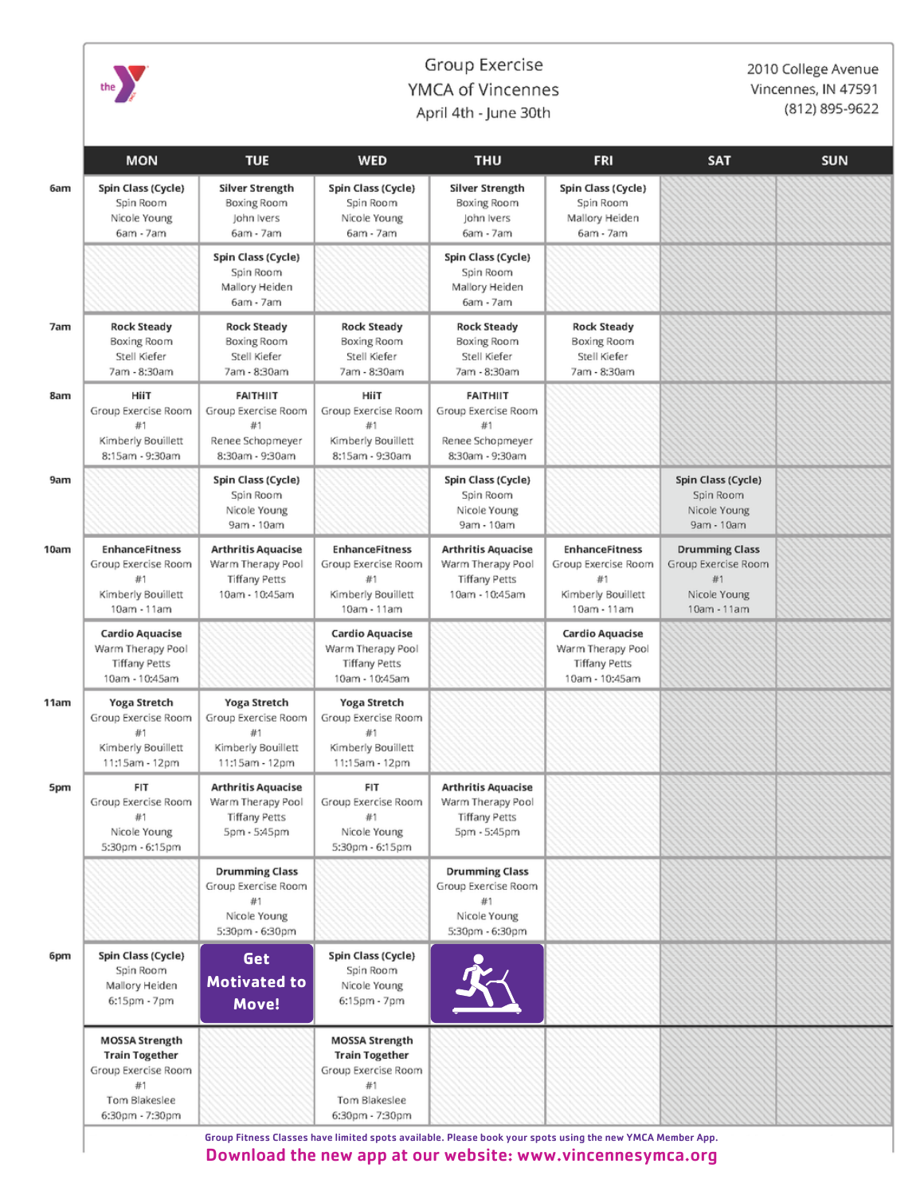# Group Exercise
## YMCA of Vincennes
April 4th - June 30th

2010 College Avenue
Vincennes, IN 47591
(812) 895-9622

| | MON | TUE | WED | THU | FRI | SAT | SUN |
|---|---|---|---|---|---|---|---|
| 6am | **Spin Class (Cycle)** Spin Room Nicole Young 6am - 7am | **Silver Strength** Boxing Room John Ivers 6am - 7am | **Spin Class (Cycle)** Spin Room Nicole Young 6am - 7am | **Silver Strength** Boxing Room John Ivers 6am - 7am | **Spin Class (Cycle)** Spin Room Mallory Heiden 6am - 7am | | |
| | | **Spin Class (Cycle)** Spin Room Mallory Heiden 6am - 7am | | **Spin Class (Cycle)** Spin Room Mallory Heiden 6am - 7am | | | |
| 7am | **Rock Steady** Boxing Room Stell Kiefer 7am - 8:30am | **Rock Steady** Boxing Room Stell Kiefer 7am - 8:30am | **Rock Steady** Boxing Room Stell Kiefer 7am - 8:30am | **Rock Steady** Boxing Room Stell Kiefer 7am - 8:30am | **Rock Steady** Boxing Room Stell Kiefer 7am - 8:30am | | |
| 8am | **HiiT** Group Exercise Room #1 Kimberly Bouillett 8:15am - 9:30am | **FAITHIIT** Group Exercise Room #1 Renee Schopmeyer 8:30am - 9:30am | **HiiT** Group Exercise Room #1 Kimberly Bouillett 8:15am - 9:30am | **FAITHIIT** Group Exercise Room #1 Renee Schopmeyer 8:30am - 9:30am | | | |
| 9am | | **Spin Class (Cycle)** Spin Room Nicole Young 9am - 10am | | **Spin Class (Cycle)** Spin Room Nicole Young 9am - 10am | | **Spin Class (Cycle)** Spin Room Nicole Young 9am - 10am | |
| 10am | **EnhanceFitness** Group Exercise Room #1 Kimberly Bouillett 10am - 11am | **Arthritis Aquacise** Warm Therapy Pool Tiffany Petts 10am - 10:45am | **EnhanceFitness** Group Exercise Room #1 Kimberly Bouillett 10am - 11am | **Arthritis Aquacise** Warm Therapy Pool Tiffany Petts 10am - 10:45am | **EnhanceFitness** Group Exercise Room #1 Kimberly Bouillett 10am - 11am | **Drumming Class** Group Exercise Room #1 Nicole Young 10am - 11am | |
| | **Cardio Aquacise** Warm Therapy Pool Tiffany Petts 10am - 10:45am | | **Cardio Aquacise** Warm Therapy Pool Tiffany Petts 10am - 10:45am | | **Cardio Aquacise** Warm Therapy Pool Tiffany Petts 10am - 10:45am | | |
| 11am | **Yoga Stretch** Group Exercise Room #1 Kimberly Bouillett 11:15am - 12pm | **Yoga Stretch** Group Exercise Room #1 Kimberly Bouillett 11:15am - 12pm | **Yoga Stretch** Group Exercise Room #1 Kimberly Bouillett 11:15am - 12pm | | | | |
| 5pm | **FIT** Group Exercise Room #1 Nicole Young 5:30pm - 6:15pm | **Arthritis Aquacise** Warm Therapy Pool Tiffany Petts 5pm - 5:45pm | **FIT** Group Exercise Room #1 Nicole Young 5:30pm - 6:15pm | **Arthritis Aquacise** Warm Therapy Pool Tiffany Petts 5pm - 5:45pm | | | |
| | | **Drumming Class** Group Exercise Room #1 Nicole Young 5:30pm - 6:30pm | | **Drumming Class** Group Exercise Room #1 Nicole Young 5:30pm - 6:30pm | | | |
| 6pm | **Spin Class (Cycle)** Spin Room Mallory Heiden 6:15pm - 7pm | **Get Motivated to Move!** | **Spin Class (Cycle)** Spin Room Nicole Young 6:15pm - 7pm | | | | |
| | **MOSSA Strength Train Together** Group Exercise Room #1 Tom Blakeslee 6:30pm - 7:30pm | | **MOSSA Strength Train Together** Group Exercise Room #1 Tom Blakeslee 6:30pm - 7:30pm | | | | |

Group Fitness Classes have limited spots available. Please book your spots using the new YMCA Member App.

**Download the new app at our website: www.vincennesymca.org**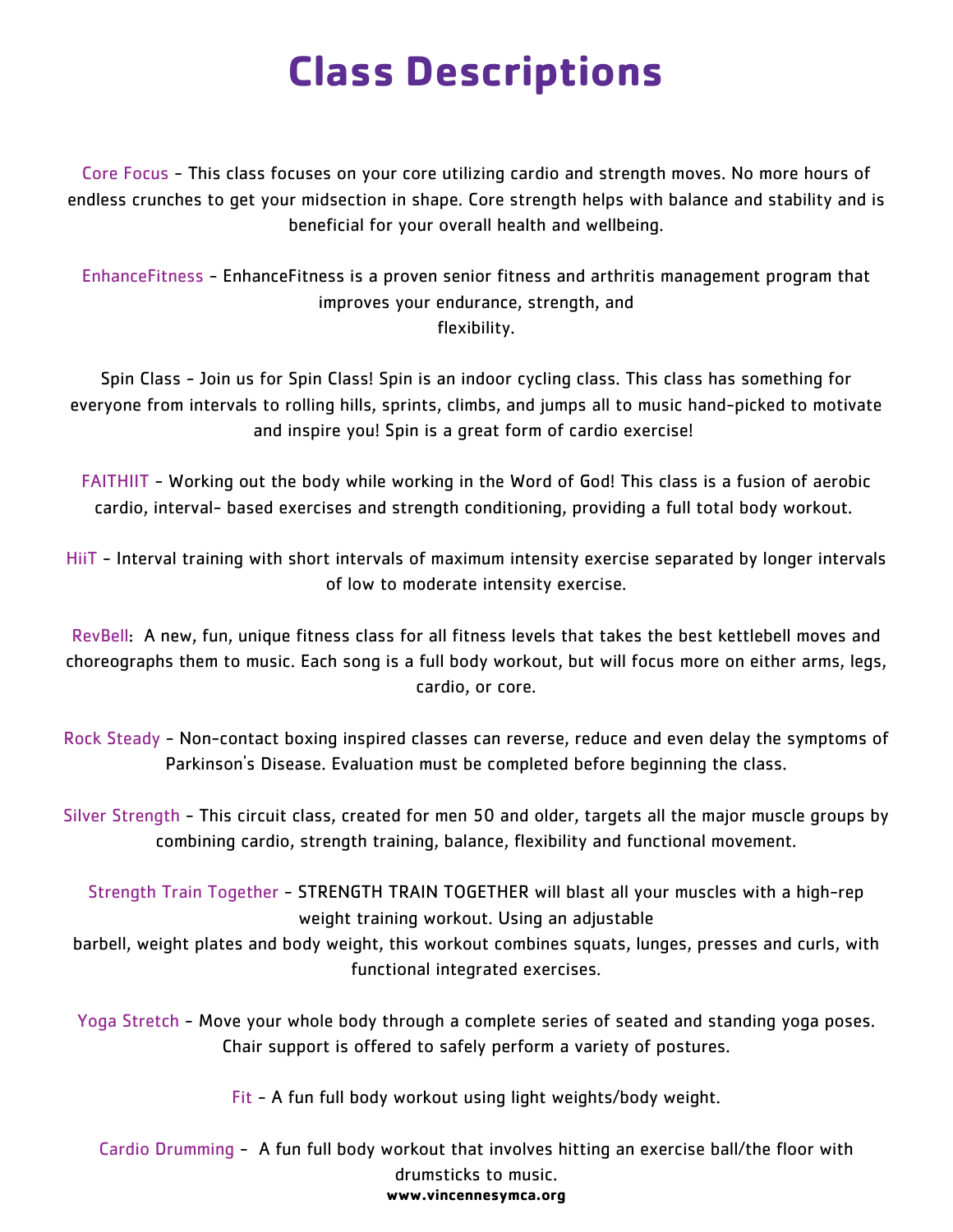# Class Descriptions

Core Focus - This class focuses on your core utilizing cardio and strength moves. No more hours of endless crunches to get your midsection in shape. Core strength helps with balance and stability and is beneficial for your overall health and wellbeing.

EnhanceFitness - EnhanceFitness is a proven senior fitness and arthritis management program that improves your endurance, strength, and flexibility.

Spin Class - Join us for Spin Class! Spin is an indoor cycling class. This class has something for everyone from intervals to rolling hills, sprints, climbs, and jumps all to music hand-picked to motivate and inspire you! Spin is a great form of cardio exercise!

FAITHIIT - Working out the body while working in the Word of God! This class is a fusion of aerobic cardio, interval- based exercises and strength conditioning, providing a full total body workout.

HiiT - Interval training with short intervals of maximum intensity exercise separated by longer intervals of low to moderate intensity exercise.

RevBell: A new, fun, unique fitness class for all fitness levels that takes the best kettlebell moves and choreographs them to music. Each song is a full body workout, but will focus more on either arms, legs, cardio, or core.

Rock Steady - Non-contact boxing inspired classes can reverse, reduce and even delay the symptoms of Parkinson's Disease. Evaluation must be completed before beginning the class.

Silver Strength - This circuit class, created for men 50 and older, targets all the major muscle groups by combining cardio, strength training, balance, flexibility and functional movement.

Strength Train Together - STRENGTH TRAIN TOGETHER will blast all your muscles with a high-rep weight training workout. Using an adjustable barbell, weight plates and body weight, this workout combines squats, lunges, presses and curls, with functional integrated exercises.

Yoga Stretch - Move your whole body through a complete series of seated and standing yoga poses. Chair support is offered to safely perform a variety of postures.

Fit - A fun full body workout using light weights/body weight.

Cardio Drumming - A fun full body workout that involves hitting an exercise ball/the floor with drumsticks to music.

**www.vincennesymca.org**